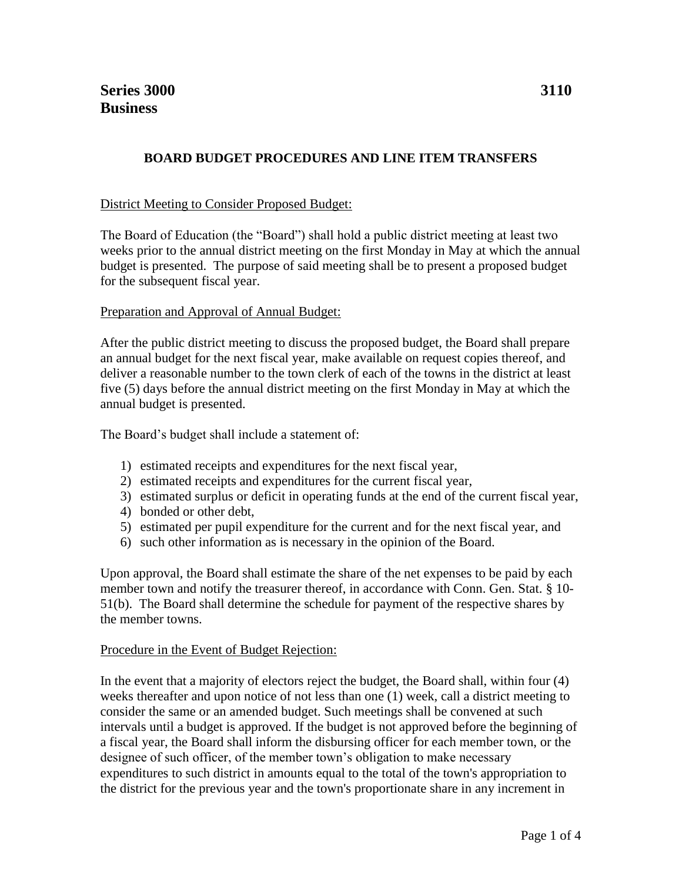**Series 3000** **3110**
**Business**

## BOARD BUDGET PROCEDURES AND LINE ITEM TRANSFERS

District Meeting to Consider Proposed Budget:

The Board of Education (the "Board") shall hold a public district meeting at least two weeks prior to the annual district meeting on the first Monday in May at which the annual budget is presented. The purpose of said meeting shall be to present a proposed budget for the subsequent fiscal year.

Preparation and Approval of Annual Budget:

After the public district meeting to discuss the proposed budget, the Board shall prepare an annual budget for the next fiscal year, make available on request copies thereof, and deliver a reasonable number to the town clerk of each of the towns in the district at least five (5) days before the annual district meeting on the first Monday in May at which the annual budget is presented.

The Board's budget shall include a statement of:

1) estimated receipts and expenditures for the next fiscal year,
2) estimated receipts and expenditures for the current fiscal year,
3) estimated surplus or deficit in operating funds at the end of the current fiscal year,
4) bonded or other debt,
5) estimated per pupil expenditure for the current and for the next fiscal year, and
6) such other information as is necessary in the opinion of the Board.

Upon approval, the Board shall estimate the share of the net expenses to be paid by each member town and notify the treasurer thereof, in accordance with Conn. Gen. Stat. § 10-51(b). The Board shall determine the schedule for payment of the respective shares by the member towns.

Procedure in the Event of Budget Rejection:

In the event that a majority of electors reject the budget, the Board shall, within four (4) weeks thereafter and upon notice of not less than one (1) week, call a district meeting to consider the same or an amended budget. Such meetings shall be convened at such intervals until a budget is approved. If the budget is not approved before the beginning of a fiscal year, the Board shall inform the disbursing officer for each member town, or the designee of such officer, of the member town's obligation to make necessary expenditures to such district in amounts equal to the total of the town's appropriation to the district for the previous year and the town's proportionate share in any increment in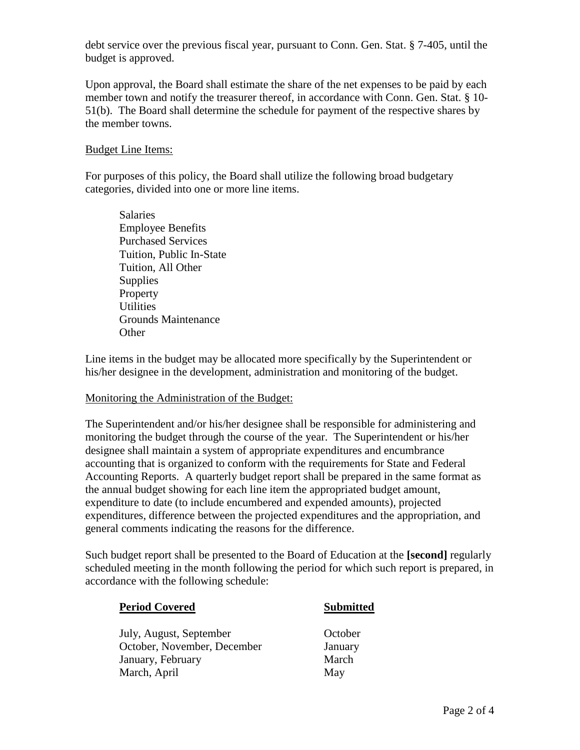debt service over the previous fiscal year, pursuant to Conn. Gen. Stat. § 7-405, until the budget is approved.

Upon approval, the Board shall estimate the share of the net expenses to be paid by each member town and notify the treasurer thereof, in accordance with Conn. Gen. Stat. § 10-51(b). The Board shall determine the schedule for payment of the respective shares by the member towns.

<u>Budget Line Items:</u>

For purposes of this policy, the Board shall utilize the following broad budgetary categories, divided into one or more line items.

Salaries
Employee Benefits
Purchased Services
Tuition, Public In-State
Tuition, All Other
Supplies
Property
Utilities
Grounds Maintenance
Other

Line items in the budget may be allocated more specifically by the Superintendent or his/her designee in the development, administration and monitoring of the budget.

<u>Monitoring the Administration of the Budget:</u>

The Superintendent and/or his/her designee shall be responsible for administering and monitoring the budget through the course of the year. The Superintendent or his/her designee shall maintain a system of appropriate expenditures and encumbrance accounting that is organized to conform with the requirements for State and Federal Accounting Reports. A quarterly budget report shall be prepared in the same format as the annual budget showing for each line item the appropriated budget amount, expenditure to date (to include encumbered and expended amounts), projected expenditures, difference between the projected expenditures and the appropriation, and general comments indicating the reasons for the difference.

Such budget report shall be presented to the Board of Education at the **[second]** regularly scheduled meeting in the month following the period for which such report is prepared, in accordance with the following schedule:

| **Period Covered** | **Submitted** |
|---|---|
| July, August, September | October |
| October, November, December | January |
| January, February | March |
| March, April | May |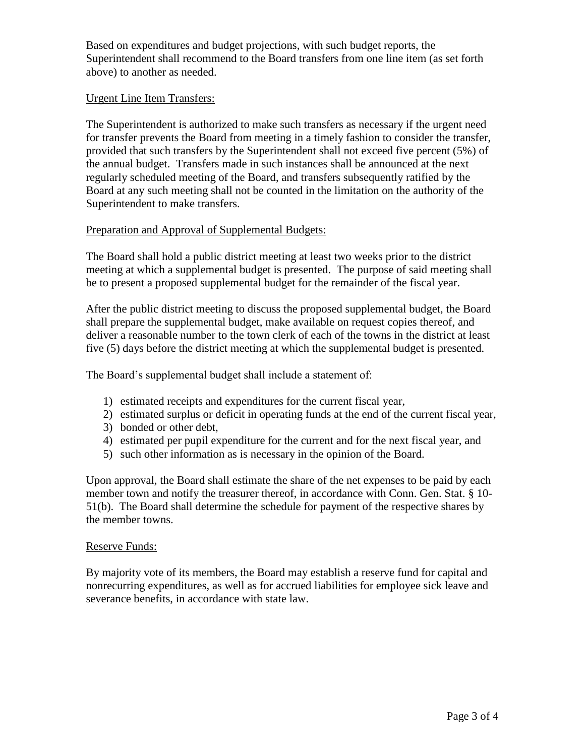Based on expenditures and budget projections, with such budget reports, the Superintendent shall recommend to the Board transfers from one line item (as set forth above) to another as needed.

Urgent Line Item Transfers:

The Superintendent is authorized to make such transfers as necessary if the urgent need for transfer prevents the Board from meeting in a timely fashion to consider the transfer, provided that such transfers by the Superintendent shall not exceed five percent (5%) of the annual budget. Transfers made in such instances shall be announced at the next regularly scheduled meeting of the Board, and transfers subsequently ratified by the Board at any such meeting shall not be counted in the limitation on the authority of the Superintendent to make transfers.

Preparation and Approval of Supplemental Budgets:

The Board shall hold a public district meeting at least two weeks prior to the district meeting at which a supplemental budget is presented. The purpose of said meeting shall be to present a proposed supplemental budget for the remainder of the fiscal year.

After the public district meeting to discuss the proposed supplemental budget, the Board shall prepare the supplemental budget, make available on request copies thereof, and deliver a reasonable number to the town clerk of each of the towns in the district at least five (5) days before the district meeting at which the supplemental budget is presented.

The Board's supplemental budget shall include a statement of:

1) estimated receipts and expenditures for the current fiscal year,
2) estimated surplus or deficit in operating funds at the end of the current fiscal year,
3) bonded or other debt,
4) estimated per pupil expenditure for the current and for the next fiscal year, and
5) such other information as is necessary in the opinion of the Board.

Upon approval, the Board shall estimate the share of the net expenses to be paid by each member town and notify the treasurer thereof, in accordance with Conn. Gen. Stat. § 10-51(b). The Board shall determine the schedule for payment of the respective shares by the member towns.

Reserve Funds:

By majority vote of its members, the Board may establish a reserve fund for capital and nonrecurring expenditures, as well as for accrued liabilities for employee sick leave and severance benefits, in accordance with state law.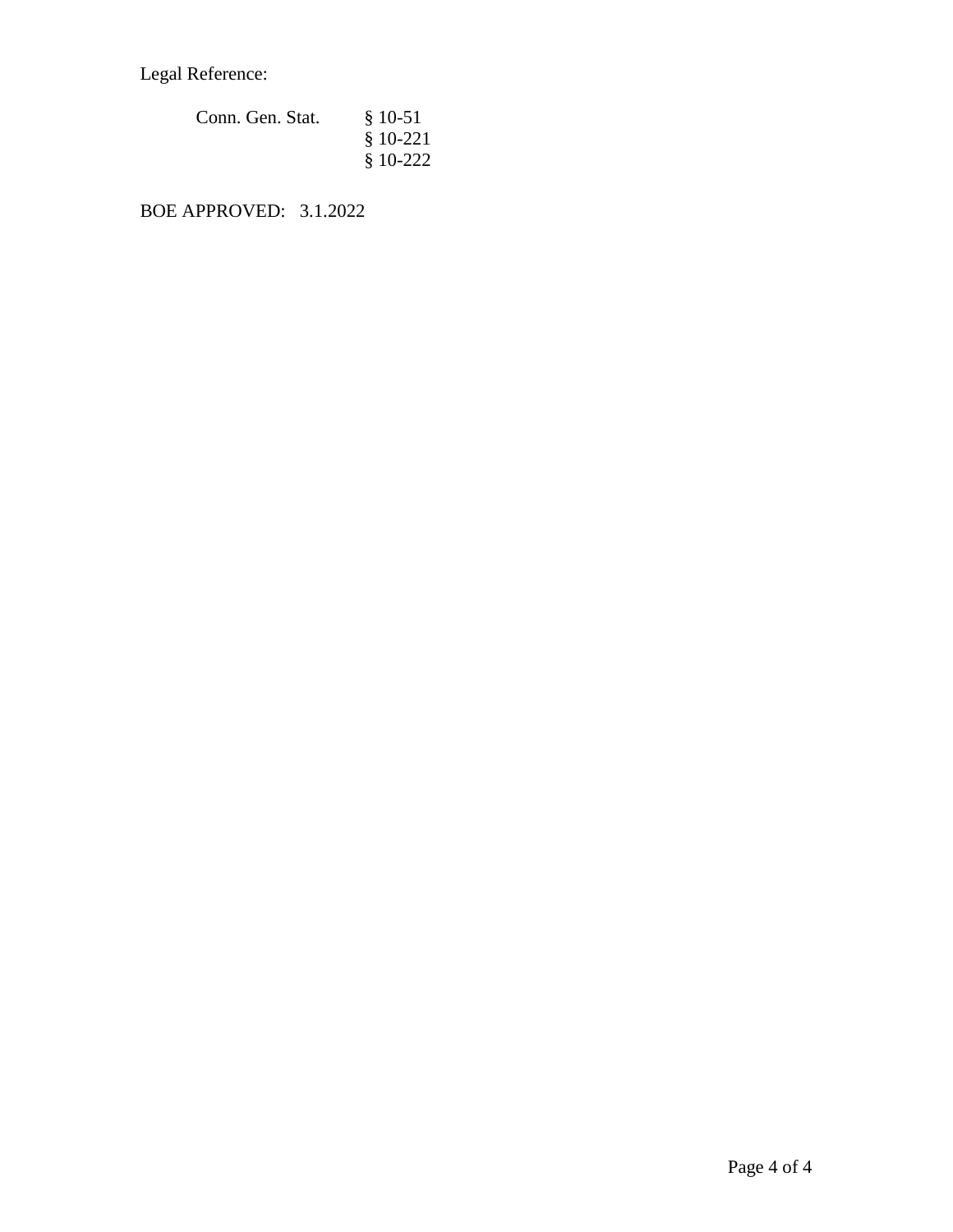Legal Reference:

Conn. Gen. Stat. § 10-51
§ 10-221
§ 10-222

BOE APPROVED: 3.1.2022